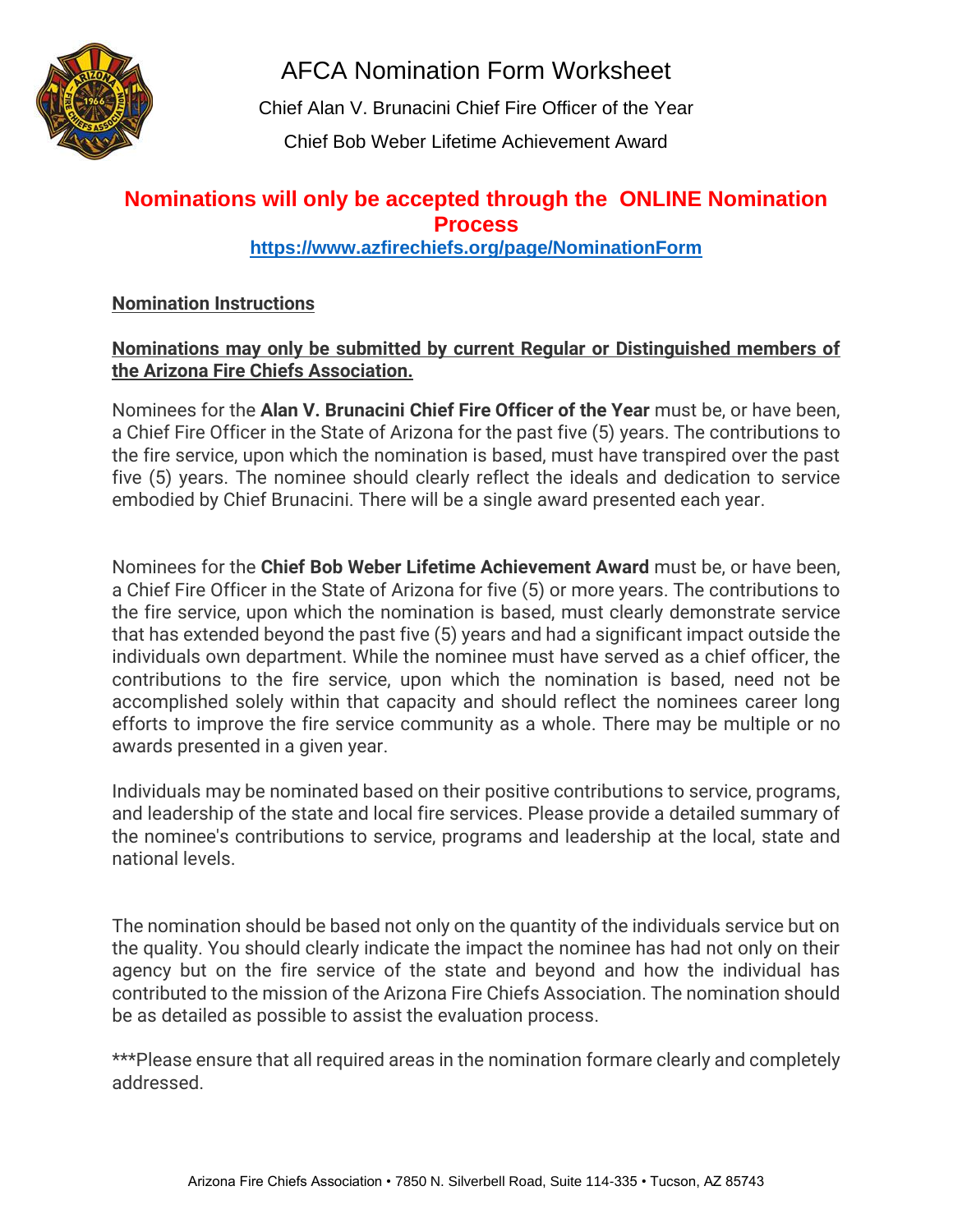# AFCA Nomination Form Worksheet

Chief Alan V. Brunacini Chief Fire Officer of the Year

Chief Bob Weber Lifetime Achievement Award

## Nominations will only be accepted through the ONLINE Nomination Process

**https://www.azfirechiefs.org/page/NominationForm**

**Nomination Instructions**

**Nominations may only be submitted by current Regular or Distinguished members of the Arizona Fire Chiefs Association.**

Nominees for the **Alan V. Brunacini Chief Fire Officer of the Year** must be, or have been, a Chief Fire Officer in the State of Arizona for the past five (5) years. The contributions to the fire service, upon which the nomination is based, must have transpired over the past five (5) years. The nominee should clearly reflect the ideals and dedication to service embodied by Chief Brunacini. There will be a single award presented each year.

Nominees for the **Chief Bob Weber Lifetime Achievement Award** must be, or have been, a Chief Fire Officer in the State of Arizona for five (5) or more years. The contributions to the fire service, upon which the nomination is based, must clearly demonstrate service that has extended beyond the past five (5) years and had a significant impact outside the individuals own department. While the nominee must have served as a chief officer, the contributions to the fire service, upon which the nomination is based, need not be accomplished solely within that capacity and should reflect the nominees career long efforts to improve the fire service community as a whole. There may be multiple or no awards presented in a given year.

Individuals may be nominated based on their positive contributions to service, programs, and leadership of the state and local fire services. Please provide a detailed summary of the nominee's contributions to service, programs and leadership at the local, state and national levels.

The nomination should be based not only on the quantity of the individuals service but on the quality. You should clearly indicate the impact the nominee has had not only on their agency but on the fire service of the state and beyond and how the individual has contributed to the mission of the Arizona Fire Chiefs Association. The nomination should be as detailed as possible to assist the evaluation process.

***Please ensure that all required areas in the nomination formare clearly and completely addressed.

Arizona Fire Chiefs Association • 7850 N. Silverbell Road, Suite 114-335 • Tucson, AZ 85743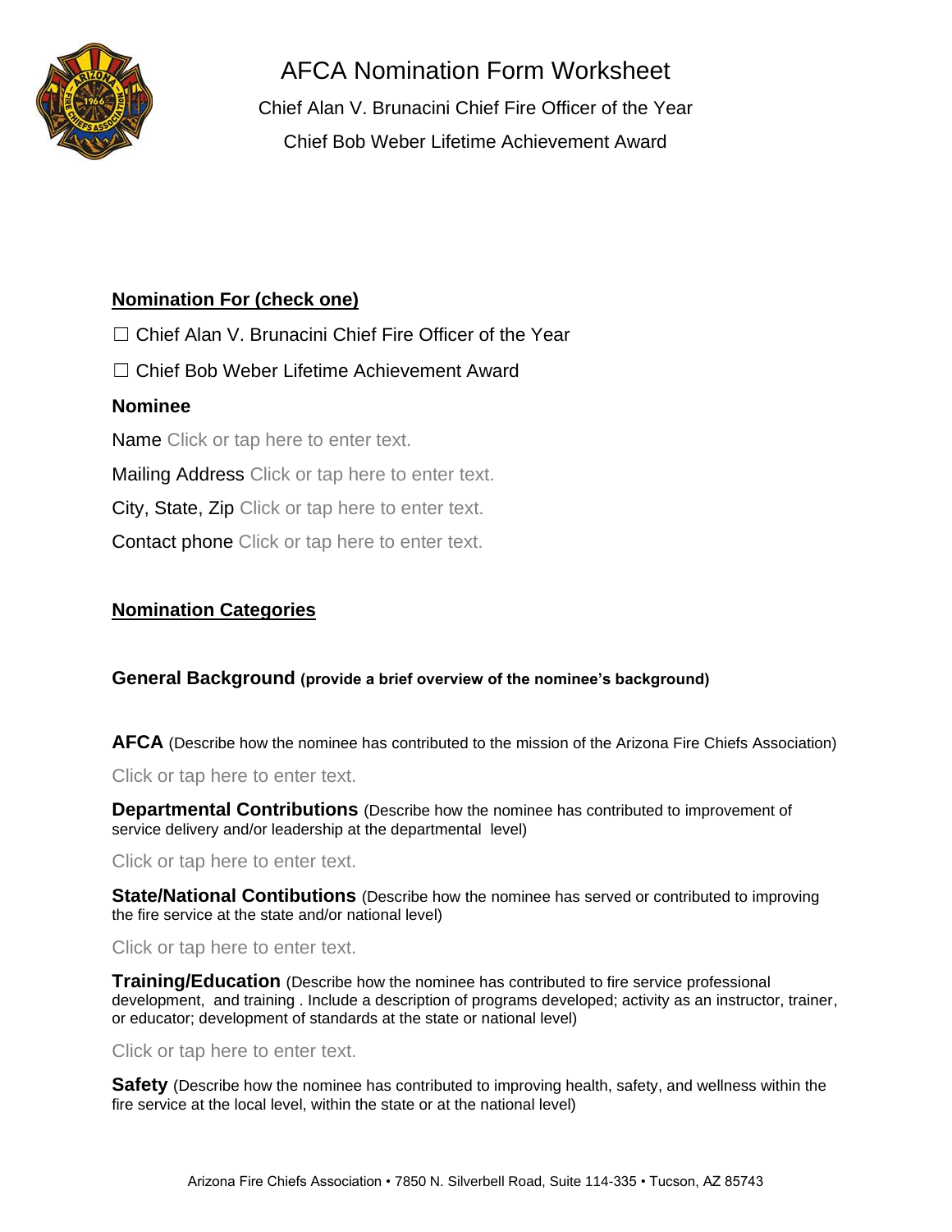# AFCA Nomination Form Worksheet

Chief Alan V. Brunacini Chief Fire Officer of the Year

Chief Bob Weber Lifetime Achievement Award

**Nomination For (check one)**

☐ Chief Alan V. Brunacini Chief Fire Officer of the Year

☐ Chief Bob Weber Lifetime Achievement Award

**Nominee**

Name Click or tap here to enter text.

Mailing Address Click or tap here to enter text.

City, State, Zip Click or tap here to enter text.

Contact phone Click or tap here to enter text.

**Nomination Categories**

**General Background** **(provide a brief overview of the nominee's background)**

**AFCA** (Describe how the nominee has contributed to the mission of the Arizona Fire Chiefs Association)

Click or tap here to enter text.

**Departmental Contributions** (Describe how the nominee has contributed to improvement of service delivery and/or leadership at the departmental level)

Click or tap here to enter text.

**State/National Contibutions** (Describe how the nominee has served or contributed to improving the fire service at the state and/or national level)

Click or tap here to enter text.

**Training/Education** (Describe how the nominee has contributed to fire service professional development, and training . Include a description of programs developed; activity as an instructor, trainer, or educator; development of standards at the state or national level)

Click or tap here to enter text.

**Safety** (Describe how the nominee has contributed to improving health, safety, and wellness within the fire service at the local level, within the state or at the national level)

Arizona Fire Chiefs Association • 7850 N. Silverbell Road, Suite 114-335 • Tucson, AZ 85743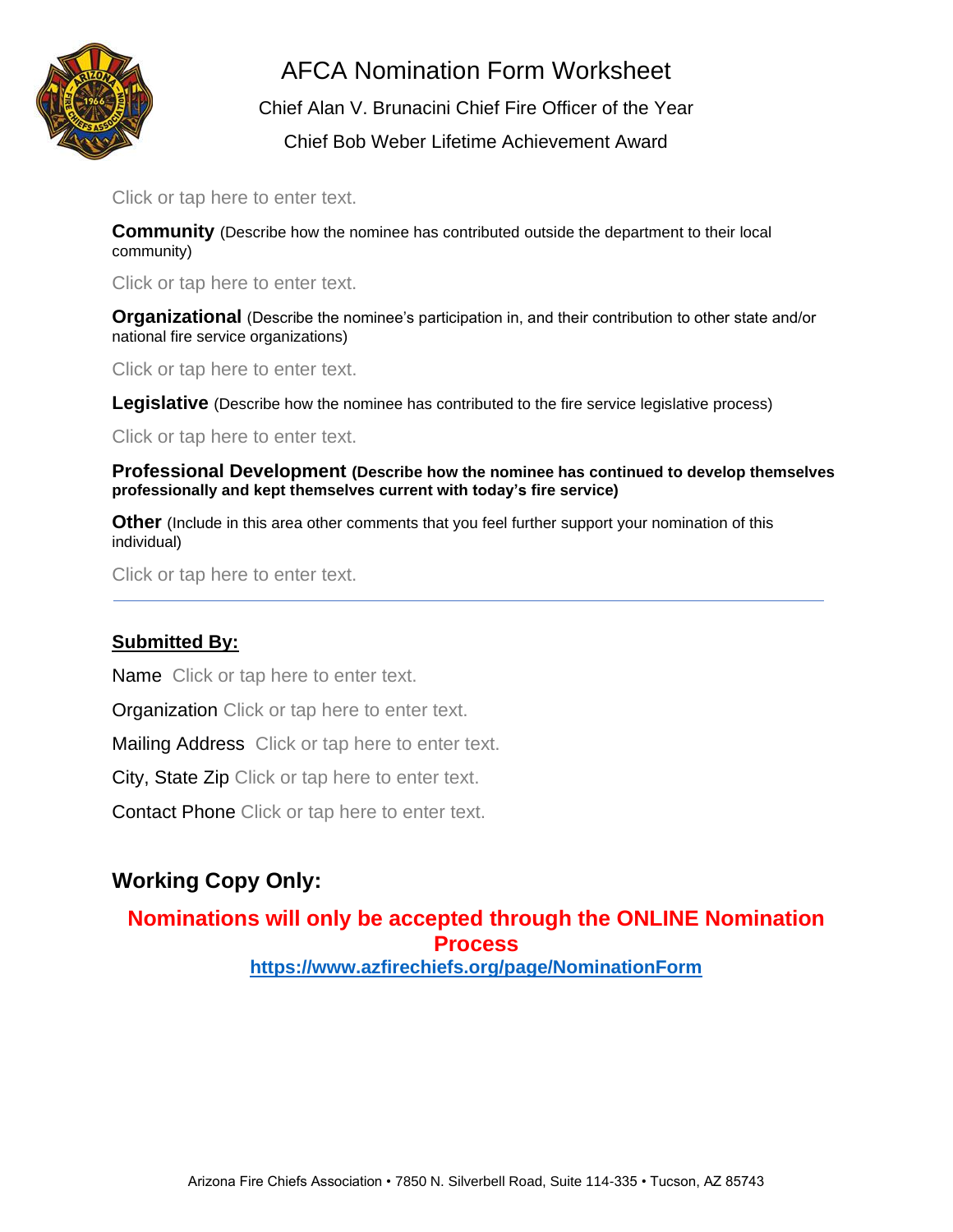# AFCA Nomination Form Worksheet

Chief Alan V. Brunacini Chief Fire Officer of the Year

Chief Bob Weber Lifetime Achievement Award

Click or tap here to enter text.

**Community** (Describe how the nominee has contributed outside the department to their local community)

Click or tap here to enter text.

**Organizational** (Describe the nominee's participation in, and their contribution to other state and/or national fire service organizations)

Click or tap here to enter text.

**Legislative** (Describe how the nominee has contributed to the fire service legislative process)

Click or tap here to enter text.

**Professional Development (Describe how the nominee has continued to develop themselves professionally and kept themselves current with today's fire service)**

**Other** (Include in this area other comments that you feel further support your nomination of this individual)

Click or tap here to enter text.

---

**Submitted By:**

Name Click or tap here to enter text.

Organization Click or tap here to enter text.

Mailing Address Click or tap here to enter text.

City, State Zip Click or tap here to enter text.

Contact Phone Click or tap here to enter text.

## Working Copy Only:

**Nominations will only be accepted through the ONLINE Nomination Process**

**https://www.azfirechiefs.org/page/NominationForm**

Arizona Fire Chiefs Association • 7850 N. Silverbell Road, Suite 114-335 • Tucson, AZ 85743